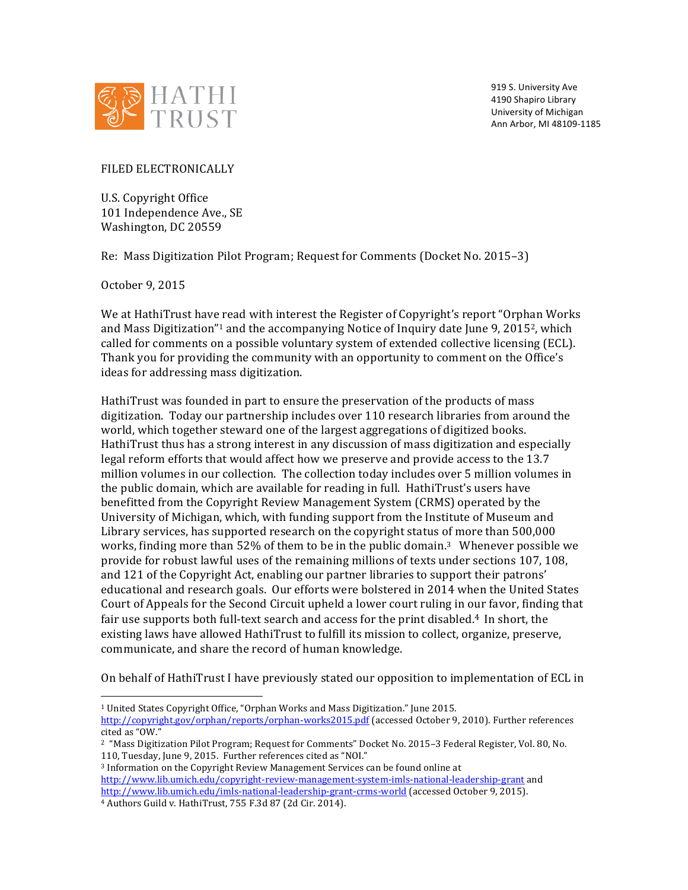HATHI TRUST

919 S. University Ave
4190 Shapiro Library
University of Michigan
Ann Arbor, MI 48109-1185

FILED ELECTRONICALLY

U.S. Copyright Office
101 Independence Ave., SE
Washington, DC 20559

Re: Mass Digitization Pilot Program; Request for Comments (Docket No. 2015–3)

October 9, 2015

We at HathiTrust have read with interest the Register of Copyright's report "Orphan Works and Mass Digitization"[1] and the accompanying Notice of Inquiry date June 9, 2015[2], which called for comments on a possible voluntary system of extended collective licensing (ECL). Thank you for providing the community with an opportunity to comment on the Office's ideas for addressing mass digitization.

HathiTrust was founded in part to ensure the preservation of the products of mass digitization. Today our partnership includes over 110 research libraries from around the world, which together steward one of the largest aggregations of digitized books. HathiTrust thus has a strong interest in any discussion of mass digitization and especially legal reform efforts that would affect how we preserve and provide access to the 13.7 million volumes in our collection. The collection today includes over 5 million volumes in the public domain, which are available for reading in full. HathiTrust's users have benefitted from the Copyright Review Management System (CRMS) operated by the University of Michigan, which, with funding support from the Institute of Museum and Library services, has supported research on the copyright status of more than 500,000 works, finding more than 52% of them to be in the public domain.[3] Whenever possible we provide for robust lawful uses of the remaining millions of texts under sections 107, 108, and 121 of the Copyright Act, enabling our partner libraries to support their patrons' educational and research goals. Our efforts were bolstered in 2014 when the United States Court of Appeals for the Second Circuit upheld a lower court ruling in our favor, finding that fair use supports both full-text search and access for the print disabled.[4] In short, the existing laws have allowed HathiTrust to fulfill its mission to collect, organize, preserve, communicate, and share the record of human knowledge.

On behalf of HathiTrust I have previously stated our opposition to implementation of ECL in

---

[1] United States Copyright Office, "Orphan Works and Mass Digitization." June 2015. http://copyright.gov/orphan/reports/orphan-works2015.pdf (accessed October 9, 2010). Further references cited as "OW."

[2] "Mass Digitization Pilot Program; Request for Comments" Docket No. 2015–3 Federal Register, Vol. 80, No. 110, Tuesday, June 9, 2015. Further references cited as "NOI."

[3] Information on the Copyright Review Management Services can be found online at http://www.lib.umich.edu/copyright-review-management-system-imls-national-leadership-grant and http://www.lib.umich.edu/imls-national-leadership-grant-crms-world (accessed October 9, 2015).

[4] Authors Guild v. HathiTrust, 755 F.3d 87 (2d Cir. 2014).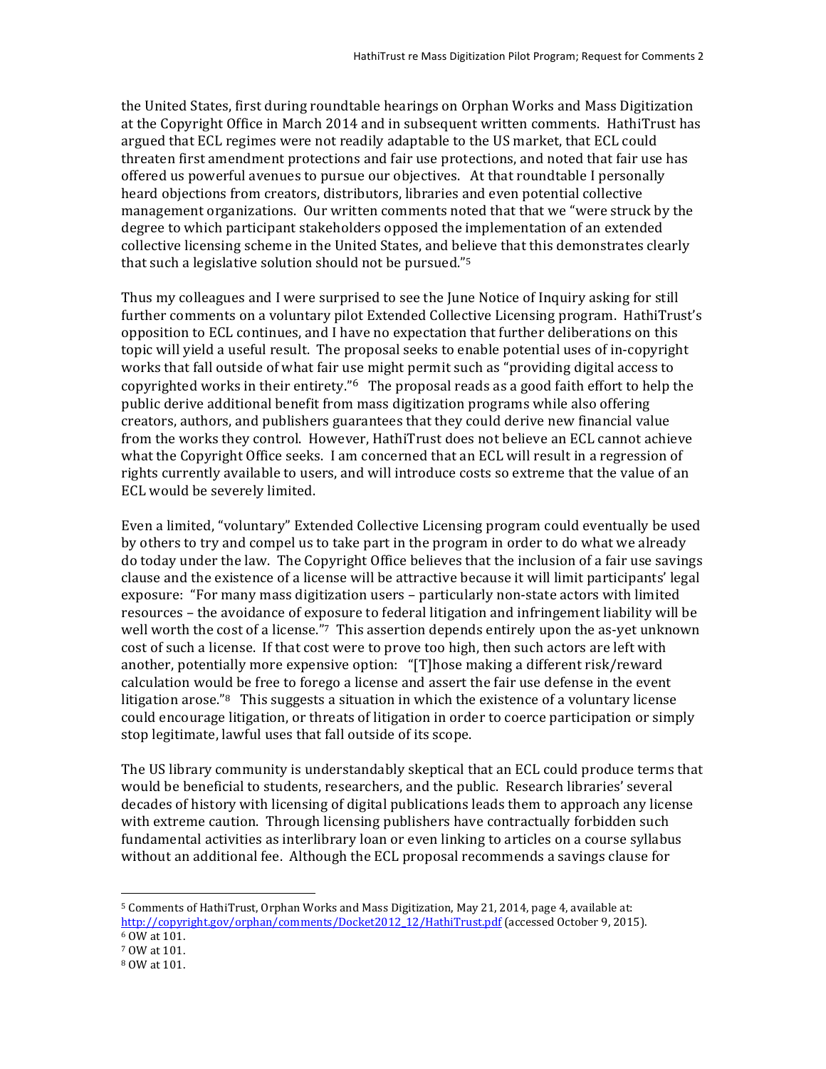the United States, first during roundtable hearings on Orphan Works and Mass Digitization at the Copyright Office in March 2014 and in subsequent written comments. HathiTrust has argued that ECL regimes were not readily adaptable to the US market, that ECL could threaten first amendment protections and fair use protections, and noted that fair use has offered us powerful avenues to pursue our objectives. At that roundtable I personally heard objections from creators, distributors, libraries and even potential collective management organizations. Our written comments noted that that we "were struck by the degree to which participant stakeholders opposed the implementation of an extended collective licensing scheme in the United States, and believe that this demonstrates clearly that such a legislative solution should not be pursued."[5]

Thus my colleagues and I were surprised to see the June Notice of Inquiry asking for still further comments on a voluntary pilot Extended Collective Licensing program. HathiTrust's opposition to ECL continues, and I have no expectation that further deliberations on this topic will yield a useful result. The proposal seeks to enable potential uses of in-copyright works that fall outside of what fair use might permit such as "providing digital access to copyrighted works in their entirety."[6] The proposal reads as a good faith effort to help the public derive additional benefit from mass digitization programs while also offering creators, authors, and publishers guarantees that they could derive new financial value from the works they control. However, HathiTrust does not believe an ECL cannot achieve what the Copyright Office seeks. I am concerned that an ECL will result in a regression of rights currently available to users, and will introduce costs so extreme that the value of an ECL would be severely limited.

Even a limited, "voluntary" Extended Collective Licensing program could eventually be used by others to try and compel us to take part in the program in order to do what we already do today under the law. The Copyright Office believes that the inclusion of a fair use savings clause and the existence of a license will be attractive because it will limit participants' legal exposure: "For many mass digitization users – particularly non-state actors with limited resources – the avoidance of exposure to federal litigation and infringement liability will be well worth the cost of a license."[7] This assertion depends entirely upon the as-yet unknown cost of such a license. If that cost were to prove too high, then such actors are left with another, potentially more expensive option: "[T]hose making a different risk/reward calculation would be free to forego a license and assert the fair use defense in the event litigation arose."[8] This suggests a situation in which the existence of a voluntary license could encourage litigation, or threats of litigation in order to coerce participation or simply stop legitimate, lawful uses that fall outside of its scope.

The US library community is understandably skeptical that an ECL could produce terms that would be beneficial to students, researchers, and the public. Research libraries' several decades of history with licensing of digital publications leads them to approach any license with extreme caution. Through licensing publishers have contractually forbidden such fundamental activities as interlibrary loan or even linking to articles on a course syllabus without an additional fee. Although the ECL proposal recommends a savings clause for

---

[5] Comments of HathiTrust, Orphan Works and Mass Digitization, May 21, 2014, page 4, available at: http://copyright.gov/orphan/comments/Docket2012_12/HathiTrust.pdf (accessed October 9, 2015).

[6] OW at 101.

[7] OW at 101.

[8] OW at 101.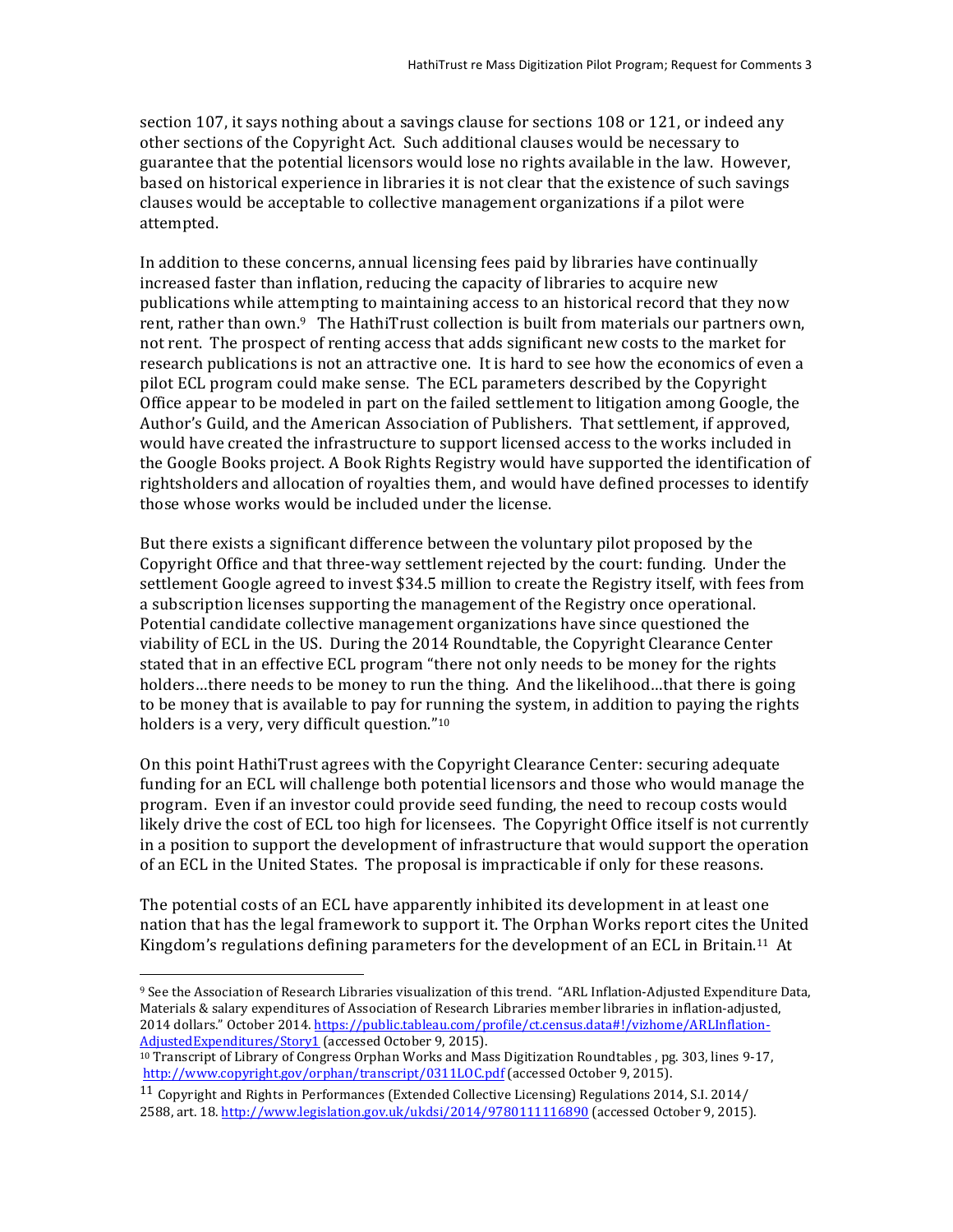section 107, it says nothing about a savings clause for sections 108 or 121, or indeed any other sections of the Copyright Act. Such additional clauses would be necessary to guarantee that the potential licensors would lose no rights available in the law. However, based on historical experience in libraries it is not clear that the existence of such savings clauses would be acceptable to collective management organizations if a pilot were attempted.

In addition to these concerns, annual licensing fees paid by libraries have continually increased faster than inflation, reducing the capacity of libraries to acquire new publications while attempting to maintaining access to an historical record that they now rent, rather than own.[9] The HathiTrust collection is built from materials our partners own, not rent. The prospect of renting access that adds significant new costs to the market for research publications is not an attractive one. It is hard to see how the economics of even a pilot ECL program could make sense. The ECL parameters described by the Copyright Office appear to be modeled in part on the failed settlement to litigation among Google, the Author's Guild, and the American Association of Publishers. That settlement, if approved, would have created the infrastructure to support licensed access to the works included in the Google Books project. A Book Rights Registry would have supported the identification of rightsholders and allocation of royalties them, and would have defined processes to identify those whose works would be included under the license.

But there exists a significant difference between the voluntary pilot proposed by the Copyright Office and that three-way settlement rejected by the court: funding. Under the settlement Google agreed to invest $34.5 million to create the Registry itself, with fees from a subscription licenses supporting the management of the Registry once operational. Potential candidate collective management organizations have since questioned the viability of ECL in the US. During the 2014 Roundtable, the Copyright Clearance Center stated that in an effective ECL program "there not only needs to be money for the rights holders…there needs to be money to run the thing. And the likelihood…that there is going to be money that is available to pay for running the system, in addition to paying the rights holders is a very, very difficult question."[10]

On this point HathiTrust agrees with the Copyright Clearance Center: securing adequate funding for an ECL will challenge both potential licensors and those who would manage the program. Even if an investor could provide seed funding, the need to recoup costs would likely drive the cost of ECL too high for licensees. The Copyright Office itself is not currently in a position to support the development of infrastructure that would support the operation of an ECL in the United States. The proposal is impracticable if only for these reasons.

The potential costs of an ECL have apparently inhibited its development in at least one nation that has the legal framework to support it. The Orphan Works report cites the United Kingdom's regulations defining parameters for the development of an ECL in Britain.[11] At

---

[9] See the Association of Research Libraries visualization of this trend. "ARL Inflation-Adjusted Expenditure Data, Materials & salary expenditures of Association of Research Libraries member libraries in inflation-adjusted, 2014 dollars." October 2014. https://public.tableau.com/profile/ct.census.data#!/vizhome/ARLInflation-AdjustedExpenditures/Story1 (accessed October 9, 2015).

[10] Transcript of Library of Congress Orphan Works and Mass Digitization Roundtables , pg. 303, lines 9-17, http://www.copyright.gov/orphan/transcript/0311LOC.pdf (accessed October 9, 2015).

[11] Copyright and Rights in Performances (Extended Collective Licensing) Regulations 2014, S.I. 2014/ 2588, art. 18. http://www.legislation.gov.uk/ukdsi/2014/9780111116890 (accessed October 9, 2015).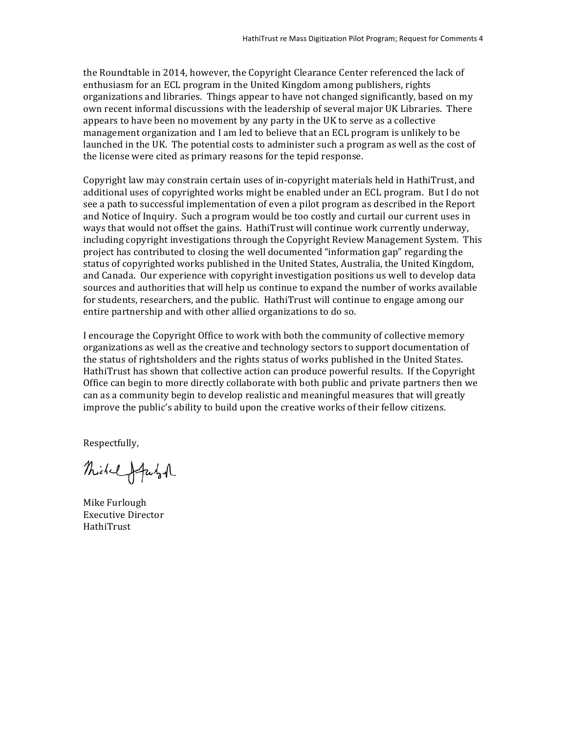the Roundtable in 2014, however, the Copyright Clearance Center referenced the lack of enthusiasm for an ECL program in the United Kingdom among publishers, rights organizations and libraries. Things appear to have not changed significantly, based on my own recent informal discussions with the leadership of several major UK Libraries. There appears to have been no movement by any party in the UK to serve as a collective management organization and I am led to believe that an ECL program is unlikely to be launched in the UK. The potential costs to administer such a program as well as the cost of the license were cited as primary reasons for the tepid response.

Copyright law may constrain certain uses of in-copyright materials held in HathiTrust, and additional uses of copyrighted works might be enabled under an ECL program. But I do not see a path to successful implementation of even a pilot program as described in the Report and Notice of Inquiry. Such a program would be too costly and curtail our current uses in ways that would not offset the gains. HathiTrust will continue work currently underway, including copyright investigations through the Copyright Review Management System. This project has contributed to closing the well documented "information gap" regarding the status of copyrighted works published in the United States, Australia, the United Kingdom, and Canada. Our experience with copyright investigation positions us well to develop data sources and authorities that will help us continue to expand the number of works available for students, researchers, and the public. HathiTrust will continue to engage among our entire partnership and with other allied organizations to do so.

I encourage the Copyright Office to work with both the community of collective memory organizations as well as the creative and technology sectors to support documentation of the status of rightsholders and the rights status of works published in the United States. HathiTrust has shown that collective action can produce powerful results. If the Copyright Office can begin to more directly collaborate with both public and private partners then we can as a community begin to develop realistic and meaningful measures that will greatly improve the public's ability to build upon the creative works of their fellow citizens.

Respectfully,

Mike Furlough
Executive Director
HathiTrust